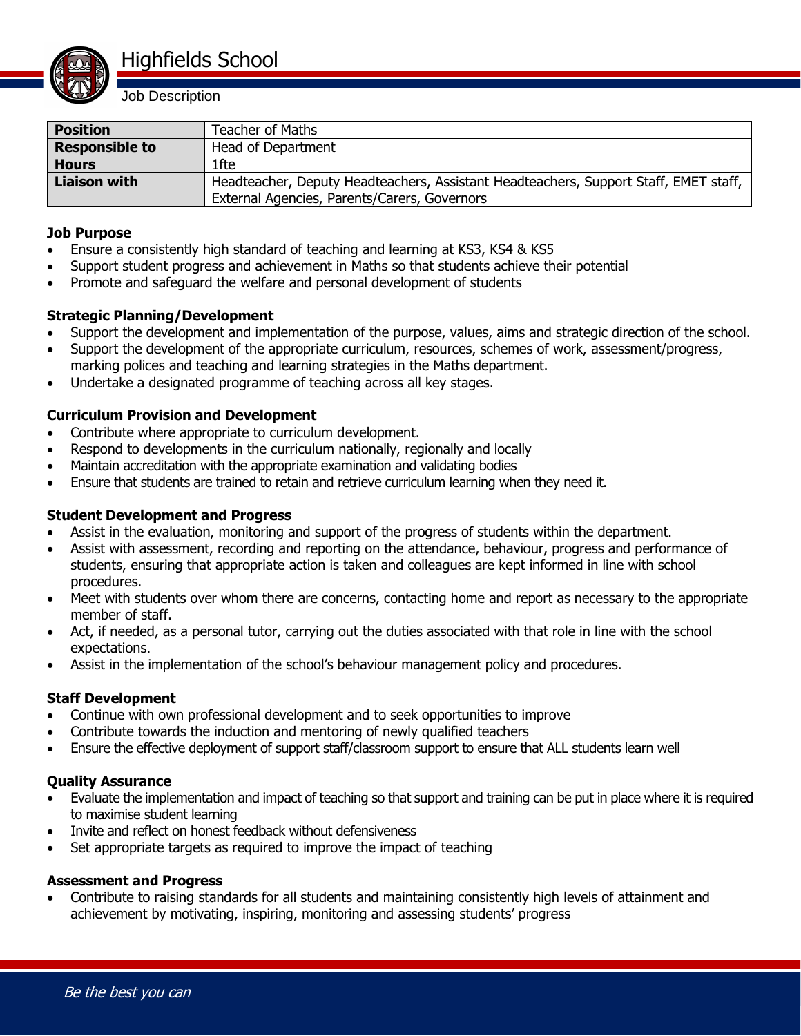# Highfields School

Job Description

| Position | Teacher of Maths |
|---|---|
| Responsible to | Head of Department |
| Hours | 1fte |
| Liaison with | Headteacher, Deputy Headteachers, Assistant Headteachers, Support Staff, EMET staff, External Agencies, Parents/Carers, Governors |

**Job Purpose**

- Ensure a consistently high standard of teaching and learning at KS3, KS4 & KS5
- Support student progress and achievement in Maths so that students achieve their potential
- Promote and safeguard the welfare and personal development of students

**Strategic Planning/Development**

- Support the development and implementation of the purpose, values, aims and strategic direction of the school.
- Support the development of the appropriate curriculum, resources, schemes of work, assessment/progress, marking polices and teaching and learning strategies in the Maths department.
- Undertake a designated programme of teaching across all key stages.

**Curriculum Provision and Development**

- Contribute where appropriate to curriculum development.
- Respond to developments in the curriculum nationally, regionally and locally
- Maintain accreditation with the appropriate examination and validating bodies
- Ensure that students are trained to retain and retrieve curriculum learning when they need it.

**Student Development and Progress**

- Assist in the evaluation, monitoring and support of the progress of students within the department.
- Assist with assessment, recording and reporting on the attendance, behaviour, progress and performance of students, ensuring that appropriate action is taken and colleagues are kept informed in line with school procedures.
- Meet with students over whom there are concerns, contacting home and report as necessary to the appropriate member of staff.
- Act, if needed, as a personal tutor, carrying out the duties associated with that role in line with the school expectations.
- Assist in the implementation of the school's behaviour management policy and procedures.

**Staff Development**

- Continue with own professional development and to seek opportunities to improve
- Contribute towards the induction and mentoring of newly qualified teachers
- Ensure the effective deployment of support staff/classroom support to ensure that ALL students learn well

**Quality Assurance**

- Evaluate the implementation and impact of teaching so that support and training can be put in place where it is required to maximise student learning
- Invite and reflect on honest feedback without defensiveness
- Set appropriate targets as required to improve the impact of teaching

**Assessment and Progress**

- Contribute to raising standards for all students and maintaining consistently high levels of attainment and achievement by motivating, inspiring, monitoring and assessing students' progress

*Be the best you can*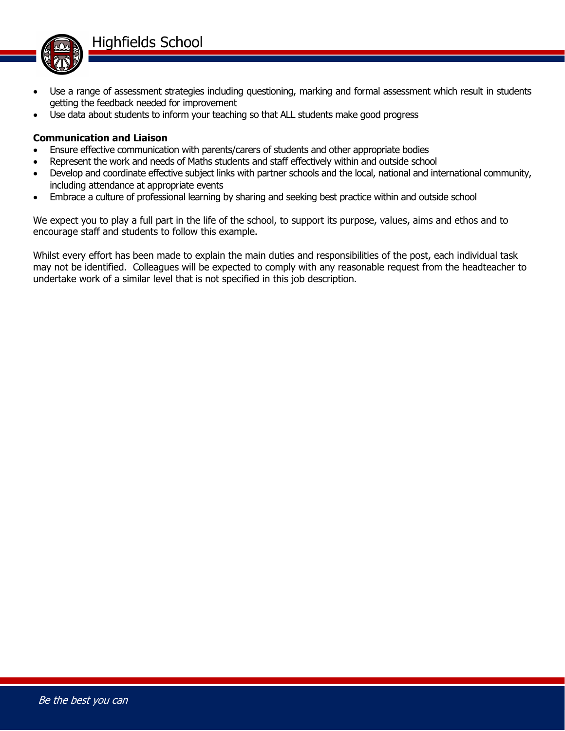- Use a range of assessment strategies including questioning, marking and formal assessment which result in students getting the feedback needed for improvement
- Use data about students to inform your teaching so that ALL students make good progress

**Communication and Liaison**

- Ensure effective communication with parents/carers of students and other appropriate bodies
- Represent the work and needs of Maths students and staff effectively within and outside school
- Develop and coordinate effective subject links with partner schools and the local, national and international community, including attendance at appropriate events
- Embrace a culture of professional learning by sharing and seeking best practice within and outside school

We expect you to play a full part in the life of the school, to support its purpose, values, aims and ethos and to encourage staff and students to follow this example.

Whilst every effort has been made to explain the main duties and responsibilities of the post, each individual task may not be identified. Colleagues will be expected to comply with any reasonable request from the headteacher to undertake work of a similar level that is not specified in this job description.